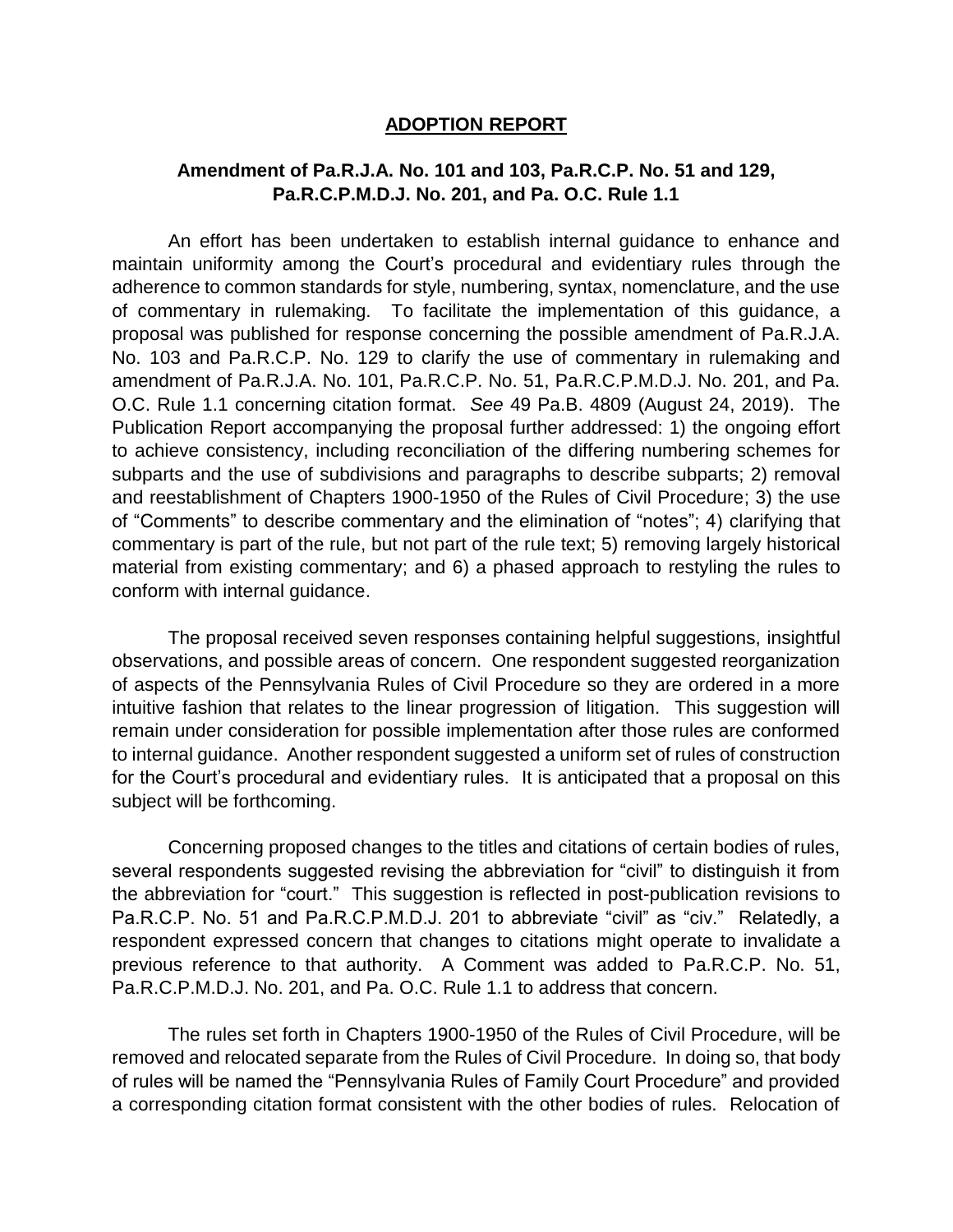## ADOPTION REPORT

### Amendment of Pa.R.J.A. No. 101 and 103, Pa.R.C.P. No. 51 and 129, Pa.R.C.P.M.D.J. No. 201, and Pa. O.C. Rule 1.1

An effort has been undertaken to establish internal guidance to enhance and maintain uniformity among the Court's procedural and evidentiary rules through the adherence to common standards for style, numbering, syntax, nomenclature, and the use of commentary in rulemaking. To facilitate the implementation of this guidance, a proposal was published for response concerning the possible amendment of Pa.R.J.A. No. 103 and Pa.R.C.P. No. 129 to clarify the use of commentary in rulemaking and amendment of Pa.R.J.A. No. 101, Pa.R.C.P. No. 51, Pa.R.C.P.M.D.J. No. 201, and Pa. O.C. Rule 1.1 concerning citation format. *See* 49 Pa.B. 4809 (August 24, 2019). The Publication Report accompanying the proposal further addressed: 1) the ongoing effort to achieve consistency, including reconciliation of the differing numbering schemes for subparts and the use of subdivisions and paragraphs to describe subparts; 2) removal and reestablishment of Chapters 1900-1950 of the Rules of Civil Procedure; 3) the use of "Comments" to describe commentary and the elimination of "notes"; 4) clarifying that commentary is part of the rule, but not part of the rule text; 5) removing largely historical material from existing commentary; and 6) a phased approach to restyling the rules to conform with internal guidance.

The proposal received seven responses containing helpful suggestions, insightful observations, and possible areas of concern. One respondent suggested reorganization of aspects of the Pennsylvania Rules of Civil Procedure so they are ordered in a more intuitive fashion that relates to the linear progression of litigation. This suggestion will remain under consideration for possible implementation after those rules are conformed to internal guidance. Another respondent suggested a uniform set of rules of construction for the Court's procedural and evidentiary rules. It is anticipated that a proposal on this subject will be forthcoming.

Concerning proposed changes to the titles and citations of certain bodies of rules, several respondents suggested revising the abbreviation for "civil" to distinguish it from the abbreviation for "court." This suggestion is reflected in post-publication revisions to Pa.R.C.P. No. 51 and Pa.R.C.P.M.D.J. 201 to abbreviate "civil" as "civ." Relatedly, a respondent expressed concern that changes to citations might operate to invalidate a previous reference to that authority. A Comment was added to Pa.R.C.P. No. 51, Pa.R.C.P.M.D.J. No. 201, and Pa. O.C. Rule 1.1 to address that concern.

The rules set forth in Chapters 1900-1950 of the Rules of Civil Procedure, will be removed and relocated separate from the Rules of Civil Procedure. In doing so, that body of rules will be named the "Pennsylvania Rules of Family Court Procedure" and provided a corresponding citation format consistent with the other bodies of rules. Relocation of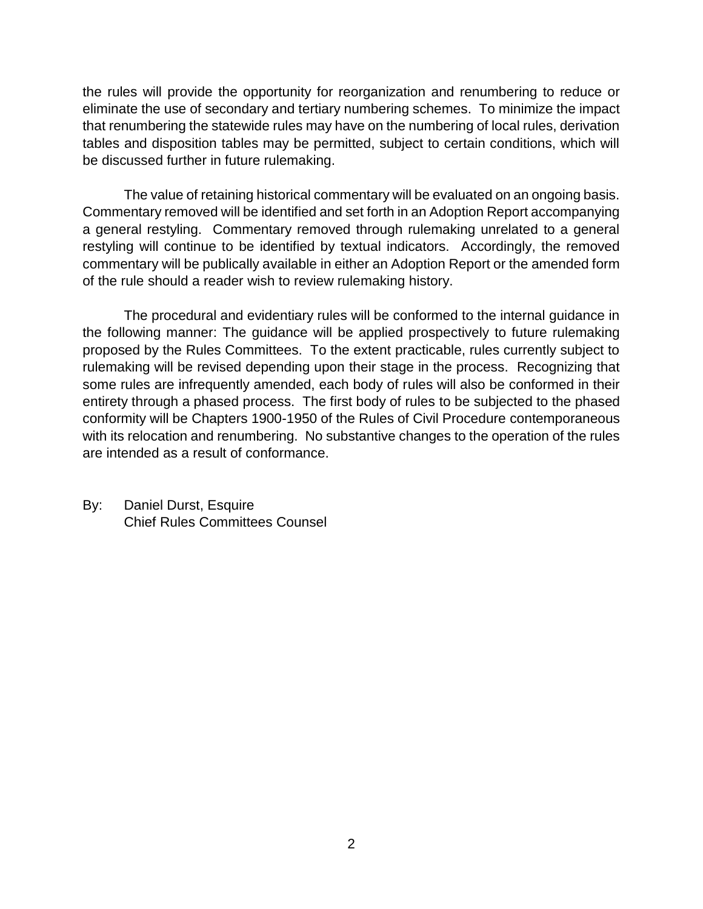the rules will provide the opportunity for reorganization and renumbering to reduce or eliminate the use of secondary and tertiary numbering schemes. To minimize the impact that renumbering the statewide rules may have on the numbering of local rules, derivation tables and disposition tables may be permitted, subject to certain conditions, which will be discussed further in future rulemaking.

The value of retaining historical commentary will be evaluated on an ongoing basis. Commentary removed will be identified and set forth in an Adoption Report accompanying a general restyling. Commentary removed through rulemaking unrelated to a general restyling will continue to be identified by textual indicators. Accordingly, the removed commentary will be publically available in either an Adoption Report or the amended form of the rule should a reader wish to review rulemaking history.

The procedural and evidentiary rules will be conformed to the internal guidance in the following manner: The guidance will be applied prospectively to future rulemaking proposed by the Rules Committees. To the extent practicable, rules currently subject to rulemaking will be revised depending upon their stage in the process. Recognizing that some rules are infrequently amended, each body of rules will also be conformed in their entirety through a phased process. The first body of rules to be subjected to the phased conformity will be Chapters 1900-1950 of the Rules of Civil Procedure contemporaneous with its relocation and renumbering. No substantive changes to the operation of the rules are intended as a result of conformance.

By: Daniel Durst, Esquire
Chief Rules Committees Counsel